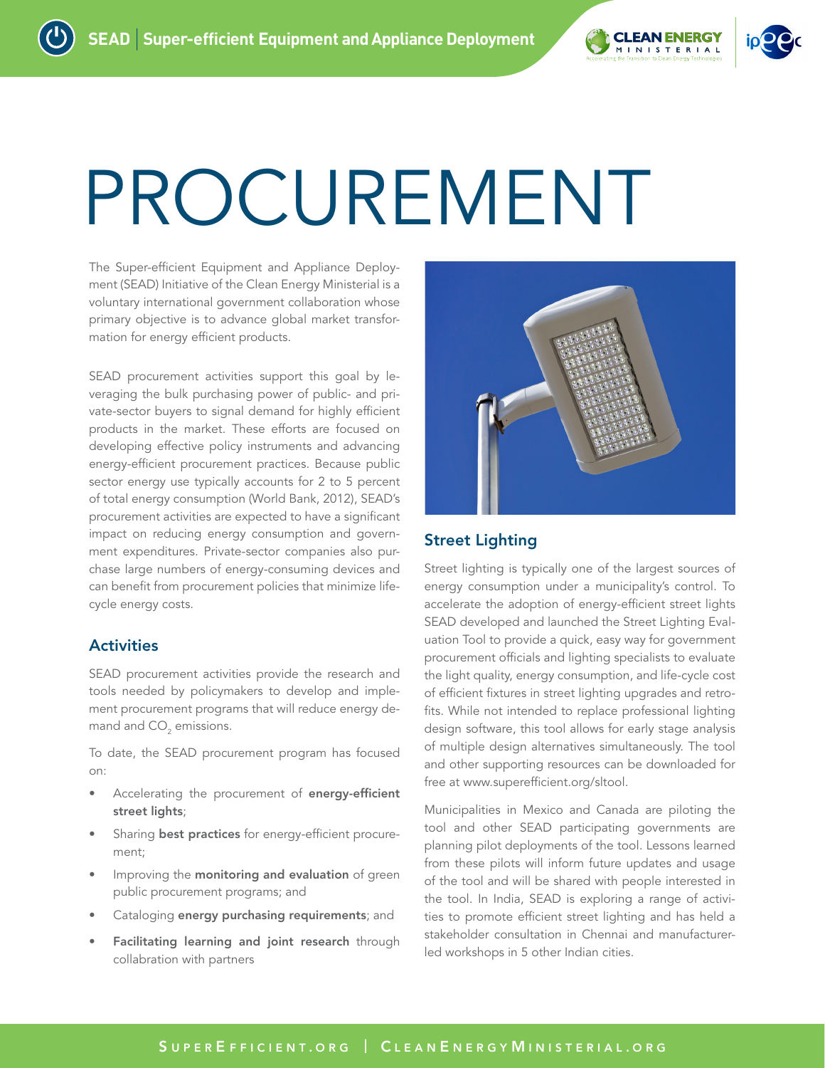# PROCUREMENT

The Super-efficient Equipment and Appliance Deployment (SEAD) Initiative of the Clean Energy Ministerial is a voluntary international government collaboration whose primary objective is to advance global market transformation for energy efficient products.

SEAD procurement activities support this goal by leveraging the bulk purchasing power of public- and private-sector buyers to signal demand for highly efficient products in the market. These efforts are focused on developing effective policy instruments and advancing energy-efficient procurement practices. Because public sector energy use typically accounts for 2 to 5 percent of total energy consumption (World Bank, 2012), SEAD's procurement activities are expected to have a significant impact on reducing energy consumption and government expenditures. Private-sector companies also purchase large numbers of energy-consuming devices and can benefit from procurement policies that minimize life-cycle energy costs.

## Activities

SEAD procurement activities provide the research and tools needed by policymakers to develop and implement procurement programs that will reduce energy demand and $CO_2$ emissions.

To date, the SEAD procurement program has focused on:

- Accelerating the procurement of **energy-efficient street lights**;
- Sharing **best practices** for energy-efficient procurement;
- Improving the **monitoring and evaluation** of green public procurement programs; and
- Cataloging **energy purchasing requirements**; and
- **Facilitating learning and joint research** through collaboration with partners

## Street Lighting

Street lighting is typically one of the largest sources of energy consumption under a municipality's control. To accelerate the adoption of energy-efficient street lights SEAD developed and launched the Street Lighting Evaluation Tool to provide a quick, easy way for government procurement officials and lighting specialists to evaluate the light quality, energy consumption, and life-cycle cost of efficient fixtures in street lighting upgrades and retrofits. While not intended to replace professional lighting design software, this tool allows for early stage analysis of multiple design alternatives simultaneously. The tool and other supporting resources can be downloaded for free at www.superefficient.org/sltool.

Municipalities in Mexico and Canada are piloting the tool and other SEAD participating governments are planning pilot deployments of the tool. Lessons learned from these pilots will inform future updates and usage of the tool and will be shared with people interested in the tool. In India, SEAD is exploring a range of activities to promote efficient street lighting and has held a stakeholder consultation in Chennai and manufacturer-led workshops in 5 other Indian cities.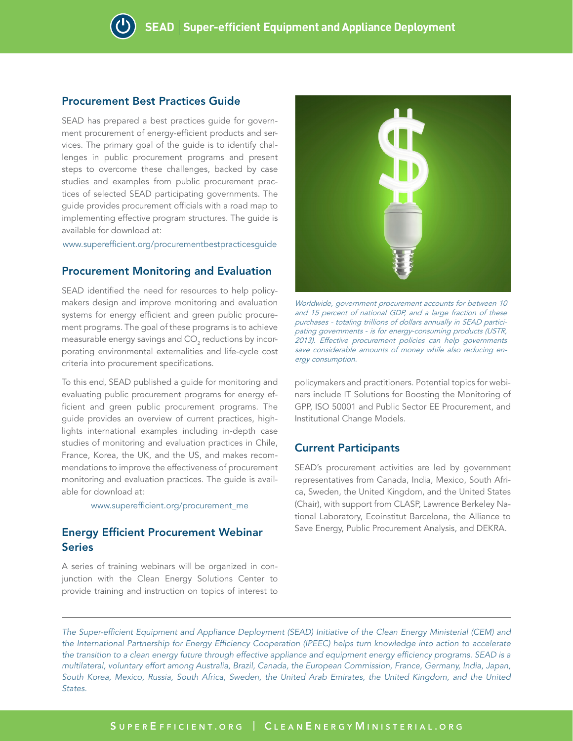## Procurement Best Practices Guide

SEAD has prepared a best practices guide for government procurement of energy-efficient products and services. The primary goal of the guide is to identify challenges in public procurement programs and present steps to overcome these challenges, backed by case studies and examples from public procurement practices of selected SEAD participating governments. The guide provides procurement officials with a road map to implementing effective program structures. The guide is available for download at:

www.superefficient.org/procurementbestpracticesguide

## Procurement Monitoring and Evaluation

SEAD identified the need for resources to help policymakers design and improve monitoring and evaluation systems for energy efficient and green public procurement programs. The goal of these programs is to achieve measurable energy savings and $CO_2$ reductions by incorporating environmental externalities and life-cycle cost criteria into procurement specifications.

To this end, SEAD published a guide for monitoring and evaluating public procurement programs for energy efficient and green public procurement programs. The guide provides an overview of current practices, highlights international examples including in-depth case studies of monitoring and evaluation practices in Chile, France, Korea, the UK, and the US, and makes recommendations to improve the effectiveness of procurement monitoring and evaluation practices. The guide is available for download at:

www.superefficient.org/procurement_me

## Energy Efficient Procurement Webinar Series

A series of training webinars will be organized in conjunction with the Clean Energy Solutions Center to provide training and instruction on topics of interest to policymakers and practitioners. Potential topics for webinars include IT Solutions for Boosting the Monitoring of GPP, ISO 50001 and Public Sector EE Procurement, and Institutional Change Models.

*Worldwide, government procurement accounts for between 10 and 15 percent of national GDP, and a large fraction of these purchases - totaling trillions of dollars annually in SEAD participating governments - is for energy-consuming products (USTR, 2013). Effective procurement policies can help governments save considerable amounts of money while also reducing energy consumption.*

## Current Participants

SEAD's procurement activities are led by government representatives from Canada, India, Mexico, South Africa, Sweden, the United Kingdom, and the United States (Chair), with support from CLASP, Lawrence Berkeley National Laboratory, Ecoinstitut Barcelona, the Alliance to Save Energy, Public Procurement Analysis, and DEKRA.

---

*The Super-efficient Equipment and Appliance Deployment (SEAD) Initiative of the Clean Energy Ministerial (CEM) and the International Partnership for Energy Efficiency Cooperation (IPEEC) helps turn knowledge into action to accelerate the transition to a clean energy future through effective appliance and equipment energy efficiency programs. SEAD is a multilateral, voluntary effort among Australia, Brazil, Canada, the European Commission, France, Germany, India, Japan, South Korea, Mexico, Russia, South Africa, Sweden, the United Arab Emirates, the United Kingdom, and the United States.*